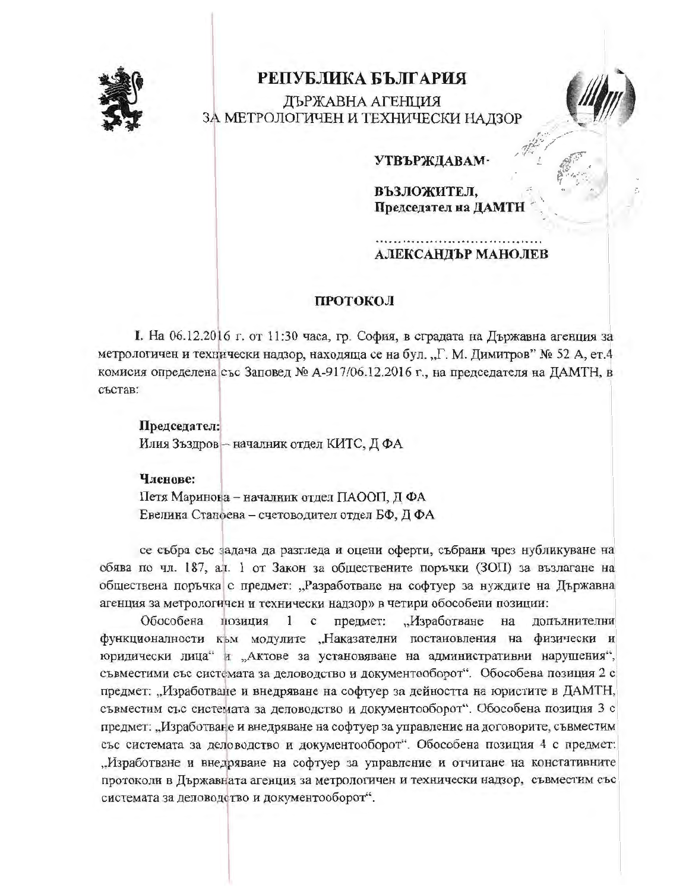# РЕПУБЛИКА БЪЛГАРИЯ

ДЪРЖАВНА АГЕНЦИЯ
ЗА МЕТРОЛОГИЧЕН И ТЕХНИЧЕСКИ НАДЗОР

**УТВЪРЖДАВАМ-**

**ВЪЗЛОЖИТЕЛ,**
**Председател на ДАМТН**

....................................
**АЛЕКСАНДЪР МАНОЛЕВ**

## ПРОТОКОЛ

**I.** На 06.12.2016 г. от 11:30 часа, гр. София, в сградата на Държавна агенция за метрологичен и технически надзор, находяща се на бул. „Г. М. Димитров" № 52 А, ет.4 комисия определена със Заповед № А-917/06.12.2016 г., на председателя на ДАМТН, в състав:

**Председател:**
Илия Зъздров – началник отдел КИТС, Д ФА

**Членове:**
Петя Маринова – началник отдел ПАООП, Д ФА
Евелина Станоева – счетоводител отдел БФ, Д ФА

се събра със задача да разгледа и оцени оферти, събрани чрез публикуване на обява по чл. 187, ал. 1 от Закон за обществените поръчки (ЗОП) за възлагане на обществена поръчка с предмет: „Разработване на софтуер за нуждите на Държавна агенция за метрологичен и технически надзор» в четири обособени позиции:

Обособена позиция 1 с предмет: „Изработване на допълнителни функционалности към модулите „Наказателни постановления на физически и юридически лица" и „Актове за установяване на административни нарушения", съвместими със системата за деловодство и документооборот". Обособена позиция 2 с предмет: „Изработване и внедряване на софтуер за дейността на юристите в ДАМТН, съвместим със системата за деловодство и документооборот". Обособена позиция 3 с предмет: „Изработване и внедряване на софтуер за управление на договорите, съвместим със системата за деловодство и документооборот". Обособена позиция 4 с предмет: „Изработване и внедряване на софтуер за управление и отчитане на констативните протоколи в Държавната агенция за метрологичен и технически надзор, съвместим със системата за деловодство и документооборот".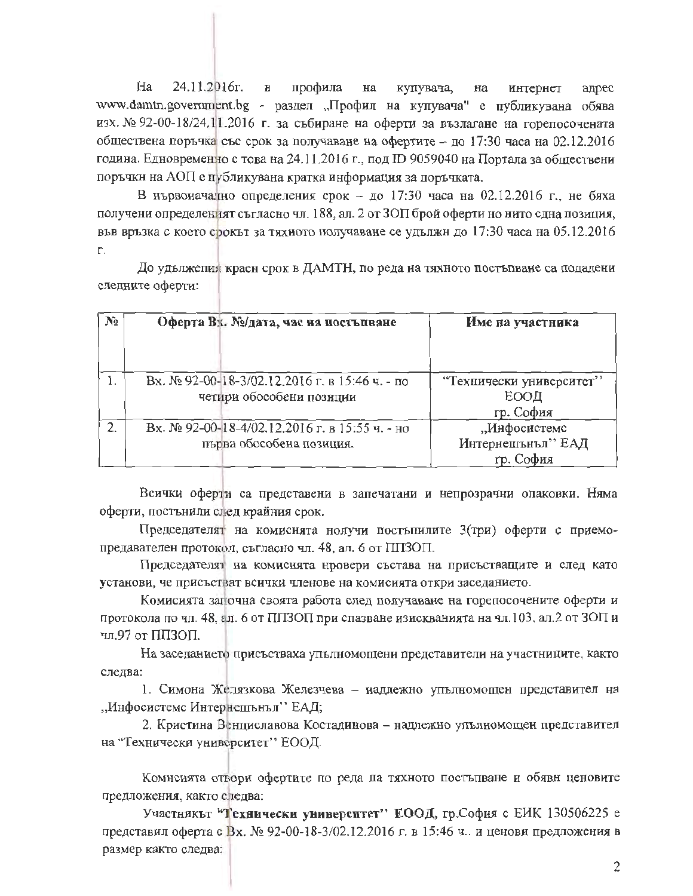На 24.11.2016г. в профила на купувача, на интернет адрес www.damtn.government.bg - раздел „Профил на купувача" е публикувана обява изх. № 92-00-18/24.11.2016 г. за събиране на оферти за възлагане на горепосочената обществена поръчка със срок за получаване на офертите – до 17:30 часа на 02.12.2016 година. Едновременно с това на 24.11.2016 г., под ID 9059040 на Портала за обществени поръчки на АОП е публикувана кратка информация за поръчката.

В първоначално определения срок – до 17:30 часа на 02.12.2016 г., не бяха получени определеният съгласно чл. 188, ал. 2 от ЗОП брой оферти по нито една позиция, във връзка с което срокът за тяхното получаване се удължи до 17:30 часа на 05.12.2016 г.

До удължения краен срок в ДАМТН, по реда на тяхното постъпване са подадени следните оферти:

| № | Оферта Вх. №/дата, час на постъпване | Име на участника |
|---|---|---|
| 1. | Вх. № 92-00-18-3/02.12.2016 г. в 15:46 ч. - по четири обособени позиции | "Технически университет" ЕООД гр. София |
| 2. | Вх. № 92-00-18-4/02.12.2016 г. в 15:55 ч. - по първа обособена позиция. | „Инфосистемс Интернешънъл" ЕАД гр. София |

Всички оферти са представени в запечатани и непрозрачни опаковки. Няма оферти, постъпили след крайния срок.

Председателят на комисията получи постъпилите 3(три) оферти с приемо-предавателен протокол, съгласно чл. 48, ал. 6 от ППЗОП.

Председателят на комисията провери състава на присъстващите и след като установи, че присъстват всички членове на комисията откри заседанието.

Комисията започна своята работа след получаване на горепосочените оферти и протокола по чл. 48, ал. 6 от ППЗОП при спазване изискванията на чл.103, ал.2 от ЗОП и чл.97 от ППЗОП.

На заседанието присъстваха упълномощени представители на участниците, както следва:

1. Симона Желязкова Железчева – надлежно упълномощен представител на „Инфосистемс Интернешънъл" ЕАД;

2. Кристина Венциславова Костадинова – надлежно упълномощен представител на "Технически университет" ЕООД.

Комисията отвори офертите по реда на тяхното постъпване и обяви ценовите предложения, както следва:

Участникът **"Технически университет" ЕООД**, гр.София с ЕИК 130506225 е представил оферта с Вх. № 92-00-18-3/02.12.2016 г. в 15:46 ч.. и ценови предложения в размер както следва: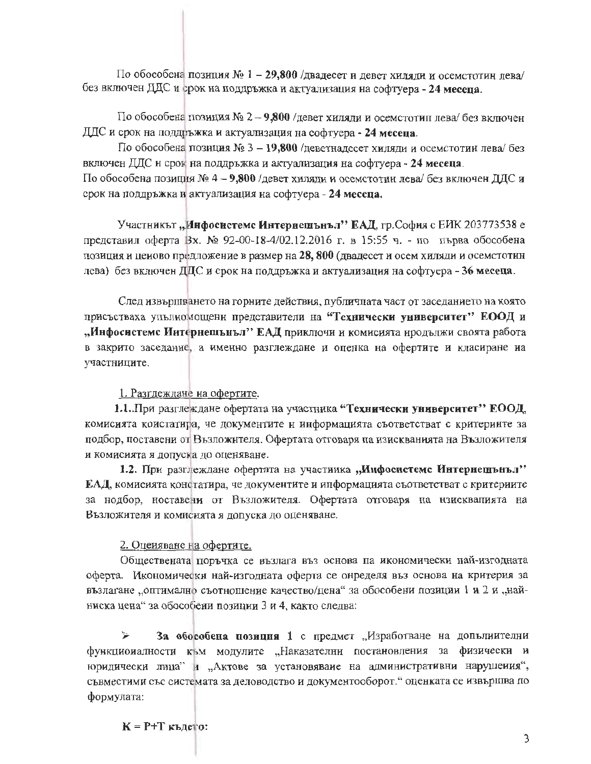По обособена позиция № 1 – **29,800** /двадесет и девет хиляди и осемстотин лева/ без включен ДДС и срок на поддръжка и актуализация на софтуера - **24 месеца**.

По обособена позиция № 2 – **9,800** /девет хиляди и осемстотин лева/ без включен ДДС и срок на поддръжка и актуализация на софтуера - **24 месеца**.

По обособена позиция № 3 – **19,800** /деветнадесет хиляди и осемстотин лева/ без включен ДДС и срок на поддръжка и актуализация на софтуера - **24 месеца**.

По обособена позиция № 4 – **9,800** /девет хиляди и осемстотин лева/ без включен ДДС и срок на поддръжка и актуализация на софтуера - **24 месеца.**

Участникът **„Инфосистемс Интернешънъл" ЕАД**, гр.София с ЕИК 203773538 е представил оферта Вх. № 92-00-18-4/02.12.2016 г. в 15:55 ч. - по първа обособена позиция и ценово предложение в размер на **28, 800** (двадесет и осем хиляди и осемстотин лева) без включен ДДС и срок на поддръжка и актуализация на софтуера - **36 месеца**.

След извършването на горните действия, публичната част от заседанието на която присъстваха упълномощени представители на **"Технически университет" ЕООД** и **„Инфосистемс Интернешънъл" ЕАД** приключи и комисията продължи своята работа в закрито заседание, а именно разглеждане и оценка на офертите и класиране на участниците.

1. Разглеждане на офертите.

**1.1.**.При разглеждане офертата на участника **"Технически университет" ЕООД**, комисията констатира, че документите и информацията съответстват с критериите за подбор, поставени от Възложителя. Офертата отговаря на изискванията на Възложителя и комисията я допуска до оценяване.

**1.2.** При разглеждане офертата на участника **„Инфосистемс Интернешънъл" ЕАД**, комисията констатира, че документите и информацията съответстват с критериите за подбор, поставени от Възложителя. Офертата отговаря на изискванията на Възложителя и комисията я допуска до оценяване.

2. Оценяване на офертите.

Обществената поръчка се възлага въз основа на икономически най-изгодната оферта. Икономически най-изгодната оферта се определя въз основа на критерия за възлагане „оптимално съотношение качество/цена" за обособени позиции 1 и 2 и „най-ниска цена" за обособени позиции 3 и 4, както следва:

➢ **За обособена позиция 1** с предмет „Изработване на допълнителни функционалности към модулите „Наказателни постановления за физически и юридически лица" и „Актове за установяване на административни нарушения", съвместими със системата за деловодство и документооборот." оценката се извършва по формулата:

**К = Р+Т където:**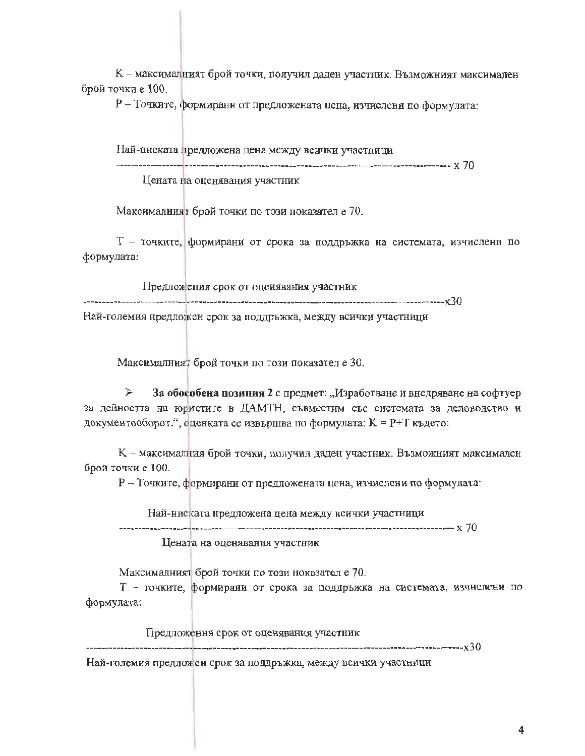K – максималният брой точки, получил даден участник. Възможният максимален брой точки е 100.

P – Точките, формирани от предложената цена, изчислени по формулата:

$$P = \frac{\text{Най-ниската предложена цена между всички участници}}{\text{Цената на оценявания участник}} \times 70$$

Максималният брой точки по този показател е 70.

T – точките, формирани от срока за поддръжка на системата, изчислени по формулата:

$$T = \frac{\text{Предложения срок от оценявания участник}}{\text{Най-големия предложен срок за поддръжка, между всички участници}} \times 30$$

Максималният брой точки по този показател е 30.

- **За обособена позиция 2** с предмет: „Изработване и внедряване на софтуер за дейността на юристите в ДАМТН, съвместим със системата за деловодство и документооборот.", оценката се извършва по формулата: K = P+T където:

K – максималния брой точки, получил даден участник. Възможният максимален брой точки е 100.

P – Точките, формирани от предложената цена, изчислени по формулата:

$$P = \frac{\text{Най-ниската предложена цена между всички участници}}{\text{Цената на оценявания участник}} \times 70$$

Максималният брой точки по този показател е 70.

T – точките, формирани от срока за поддръжка на системата, изчислени по формулата:

$$T = \frac{\text{Предложения срок от оценявания участник}}{\text{Най-големия предложен срок за поддръжка, между всички участници}} \times 30$$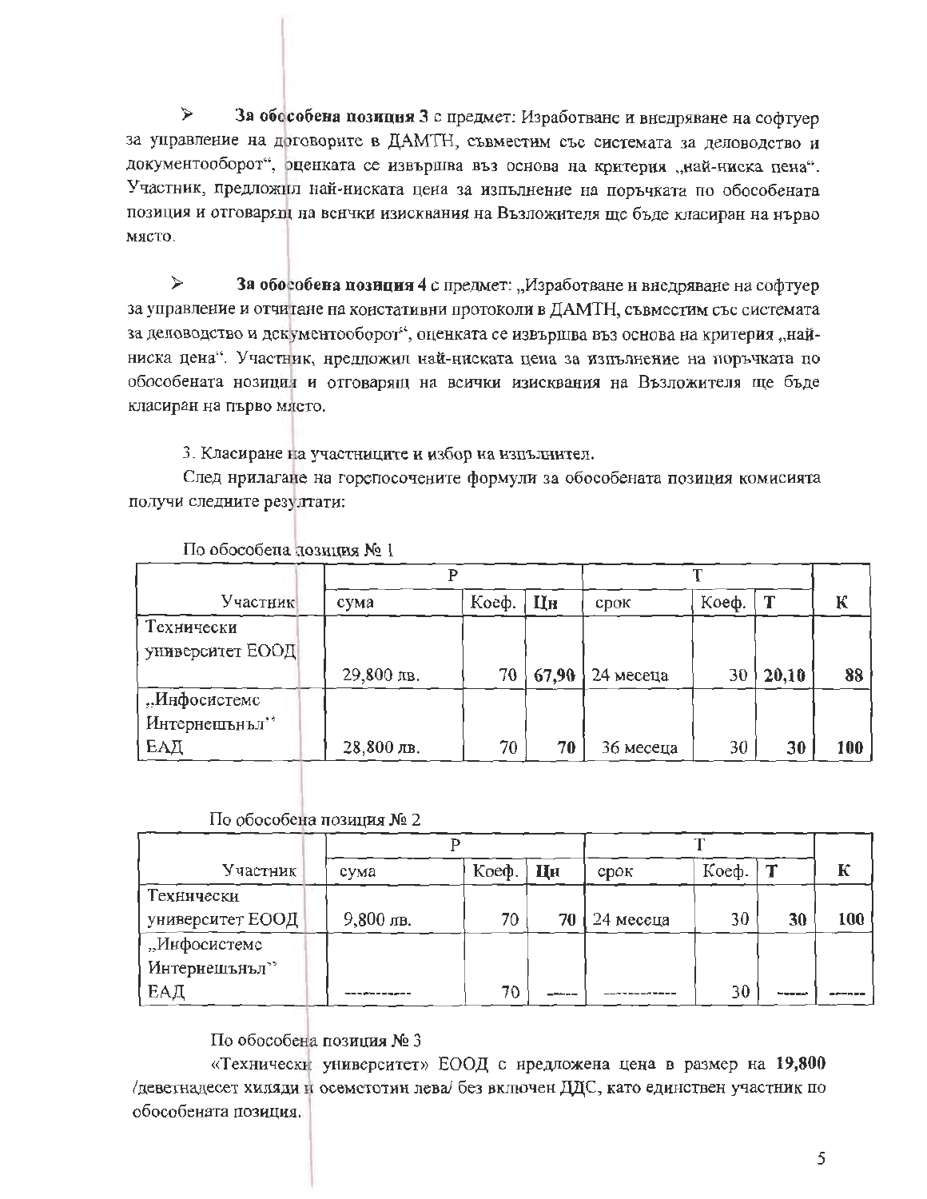- **За обособена позиция 3** с предмет: Изработване и внедряване на софтуер за управление на договорите в ДАМТН, съвместим със системата за деловодство и документооборот", оценката се извършва въз основа на критерия „най-ниска цена". Участник, предложил най-ниската цена за изпълнение на поръчката по обособената позиция и отговарящ на всички изисквания на Възложителя ще бъде класиран на първо място.

- **За обособена позиция 4** с предмет: „Изработване и внедряване на софтуер за управление и отчитане на констативни протоколи в ДАМТН, съвместим със системата за деловодство и документооборот", оценката се извършва въз основа на критерия „най-ниска цена". Участник, предложил най-ниската цена за изпълнение на поръчката по обособената позиция и отговарящ на всички изисквания на Възложителя ще бъде класиран на първо място.

3. Класиране на участниците и избор на изпълнител.

След прилагане на горепосочените формули за обособената позиция комисията получи следните резултати:

По обособена позиция № 1

| | P | | | T | | | |
|---|---|---|---|---|---|---|---|
| Участник | сума | Коеф. | **Цн** | срок | Коеф. | **Т** | **К** |
| Технически университет ЕООД | 29,800 лв. | 70 | **67,90** | 24 месеца | 30 | **20,10** | **88** |
| „Инфосистемс Интернешънъл" ЕАД | 28,800 лв. | 70 | **70** | 36 месеца | 30 | **30** | **100** |

По обособена позиция № 2

| | P | | | T | | | |
|---|---|---|---|---|---|---|---|
| Участник | сума | Коеф. | **Цн** | срок | Коеф. | **Т** | **К** |
| Технически университет ЕООД | 9,800 лв. | 70 | **70** | 24 месеца | 30 | **30** | **100** |
| „Инфосистемс Интернешънъл" ЕАД | ---------- | 70 | ---- | ---------- | 30 | ---- | ---- |

По обособена позиция № 3

«Технически университет» ЕООД с предложена цена в размер на **19,800** /деветнадесет хиляди и осемстотин лева/ без включен ДДС, като единствен участник по обособената позиция.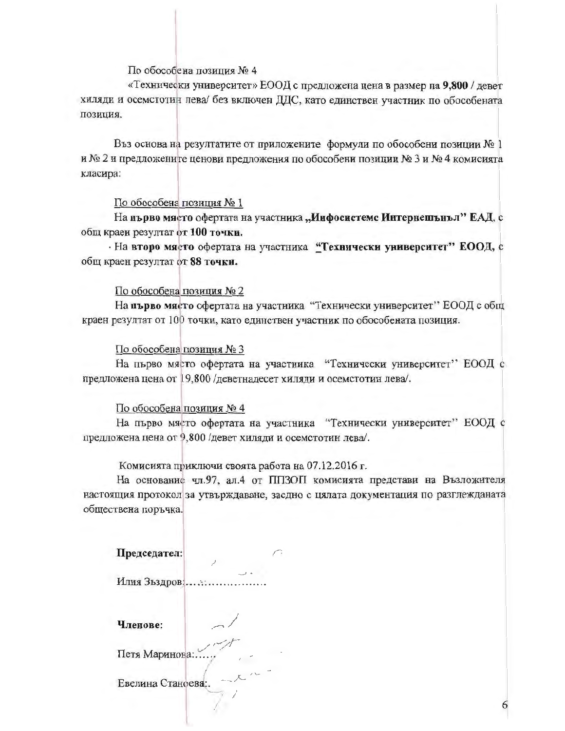По обособена позиция № 4

«Технически университет» ЕООД с предложена цена в размер на **9,800** / девет хиляди и осемстотин лева/ без включен ДДС, като единствен участник по обособената позиция.

Въз основа на резултатите от приложените формули по обособени позиции № 1 и № 2 и предложените ценови предложения по обособени позиции № 3 и № 4 комисията класира:

<u>По обособена позиция № 1</u>

На **първо място** офертата на участника **„Инфосистемс Интернешънъл" ЕАД**, с общ краен резултат **от 100 точки.**

На **второ място** офертата на участника **"Технически университет" ЕООД,** с общ краен резултат **от 88 точки.**

<u>По обособена позиция № 2</u>

На **първо място** офертата на участника "Технически университет" ЕООД с общ краен резултат от 100 точки, като единствен участник по обособената позиция.

<u>По обособена позиция № 3</u>

На първо място офертата на участника "Технически университет" ЕООД с предложена цена от 19,800 /деветнадесет хиляди и осемстотин лева/.

<u>По обособена позиция № 4</u>

На първо място офертата на участника "Технически университет" ЕООД с предложена цена от 9,800 /девет хиляди и осемстотин лева/.

Комисията приключи своята работа на 07.12.2016 г.

На основание чл.97, ал.4 от ППЗОП комисията представи на Възложителя настоящия протокол за утвърждаване, заедно с цялата документация по разглежданата обществена поръчка.

**Председател:**

Илия Зъздров:......................

**Членове:**

Петя Маринова:......

Евелина Станоева:.